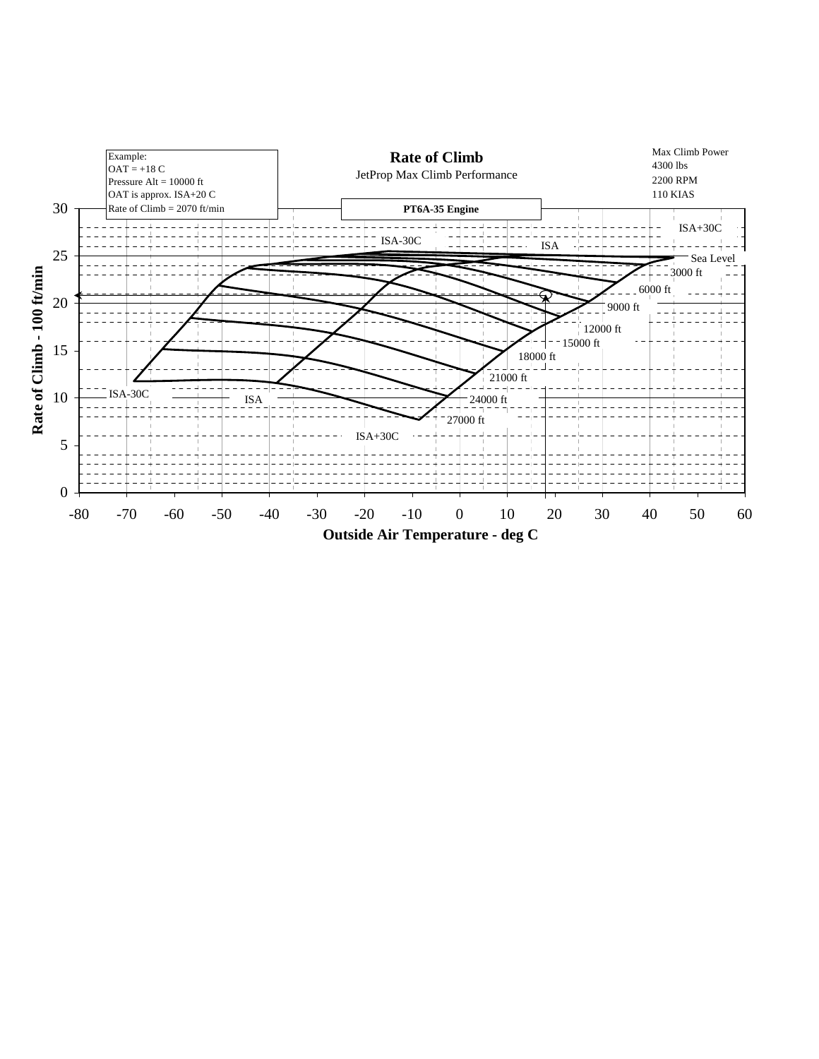# Rate of Climb

JetProp Max Climb Performance

Example:
OAT = +18 C
Pressure Alt = 10000 ft
OAT is approx. ISA+20 C
Rate of Climb = 2070 ft/min

Max Climb Power
4300 lbs
2200 RPM
110 KIAS

PT6A-35 Engine

ISA+30C
ISA-30C
ISA
Sea Level
3000 ft
6000 ft
9000 ft
12000 ft
15000 ft
18000 ft
21000 ft
24000 ft
27000 ft
ISA-30C
ISA
ISA+30C

Rate of Climb - 100 ft/min

0
5
10
15
20
25
30

-80 -70 -60 -50 -40 -30 -20 -10 0 10 20 30 40 50 60

Outside Air Temperature - deg C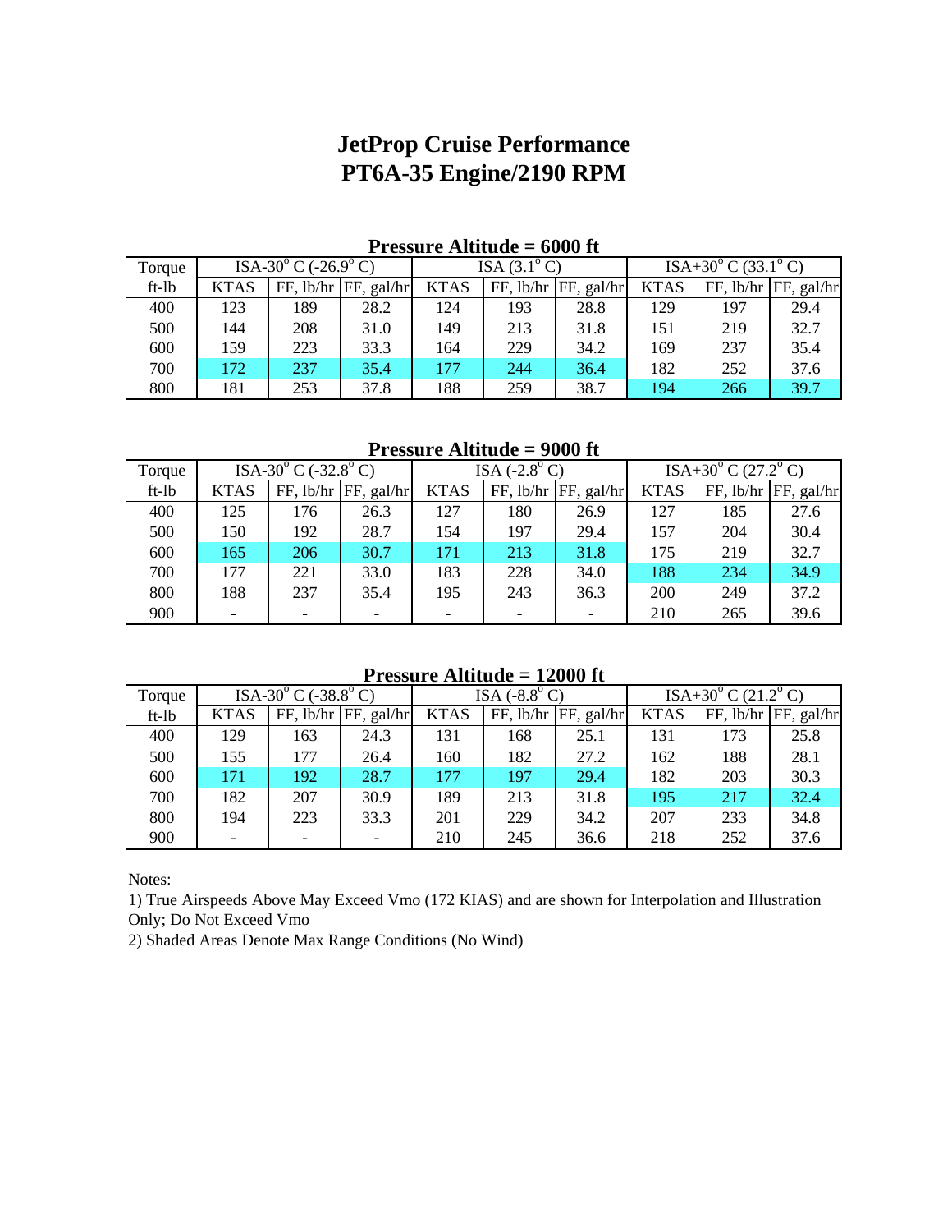# JetProp Cruise Performance
# PT6A-35 Engine/2190 RPM

**Pressure Altitude = 6000 ft**

| Torque | ISA-30° C (-26.9° C) | | | ISA (3.1° C) | | | ISA+30° C (33.1° C) | | |
|---|---|---|---|---|---|---|---|---|---|
| ft-lb | KTAS | FF, lb/hr | FF, gal/hr | KTAS | FF, lb/hr | FF, gal/hr | KTAS | FF, lb/hr | FF, gal/hr |
| 400 | 123 | 189 | 28.2 | 124 | 193 | 28.8 | 129 | 197 | 29.4 |
| 500 | 144 | 208 | 31.0 | 149 | 213 | 31.8 | 151 | 219 | 32.7 |
| 600 | 159 | 223 | 33.3 | 164 | 229 | 34.2 | 169 | 237 | 35.4 |
| 700 | 172 | 237 | 35.4 | 177 | 244 | 36.4 | 182 | 252 | 37.6 |
| 800 | 181 | 253 | 37.8 | 188 | 259 | 38.7 | 194 | 266 | 39.7 |

**Pressure Altitude = 9000 ft**

| Torque | ISA-30° C (-32.8° C) | | | ISA (-2.8° C) | | | ISA+30° C (27.2° C) | | |
|---|---|---|---|---|---|---|---|---|---|
| ft-lb | KTAS | FF, lb/hr | FF, gal/hr | KTAS | FF, lb/hr | FF, gal/hr | KTAS | FF, lb/hr | FF, gal/hr |
| 400 | 125 | 176 | 26.3 | 127 | 180 | 26.9 | 127 | 185 | 27.6 |
| 500 | 150 | 192 | 28.7 | 154 | 197 | 29.4 | 157 | 204 | 30.4 |
| 600 | 165 | 206 | 30.7 | 171 | 213 | 31.8 | 175 | 219 | 32.7 |
| 700 | 177 | 221 | 33.0 | 183 | 228 | 34.0 | 188 | 234 | 34.9 |
| 800 | 188 | 237 | 35.4 | 195 | 243 | 36.3 | 200 | 249 | 37.2 |
| 900 | - | - | - | - | - | - | 210 | 265 | 39.6 |

**Pressure Altitude = 12000 ft**

| Torque | ISA-30° C (-38.8° C) | | | ISA (-8.8° C) | | | ISA+30° C (21.2° C) | | |
|---|---|---|---|---|---|---|---|---|---|
| ft-lb | KTAS | FF, lb/hr | FF, gal/hr | KTAS | FF, lb/hr | FF, gal/hr | KTAS | FF, lb/hr | FF, gal/hr |
| 400 | 129 | 163 | 24.3 | 131 | 168 | 25.1 | 131 | 173 | 25.8 |
| 500 | 155 | 177 | 26.4 | 160 | 182 | 27.2 | 162 | 188 | 28.1 |
| 600 | 171 | 192 | 28.7 | 177 | 197 | 29.4 | 182 | 203 | 30.3 |
| 700 | 182 | 207 | 30.9 | 189 | 213 | 31.8 | 195 | 217 | 32.4 |
| 800 | 194 | 223 | 33.3 | 201 | 229 | 34.2 | 207 | 233 | 34.8 |
| 900 | - | - | - | 210 | 245 | 36.6 | 218 | 252 | 37.6 |

Notes:

1) True Airspeeds Above May Exceed Vmo (172 KIAS) and are shown for Interpolation and Illustration Only; Do Not Exceed Vmo

2) Shaded Areas Denote Max Range Conditions (No Wind)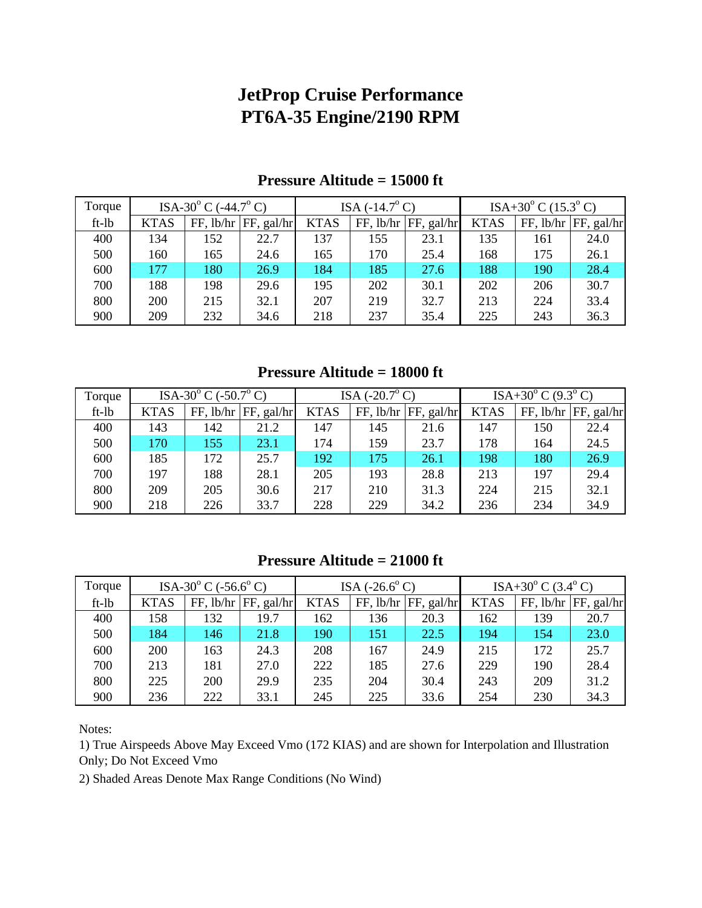# JetProp Cruise Performance
# PT6A-35 Engine/2190 RPM

### Pressure Altitude = 15000 ft

| Torque | ISA-30° C (-44.7° C) | | | ISA (-14.7° C) | | | ISA+30° C (15.3° C) | | |
|---|---|---|---|---|---|---|---|---|---|
| ft-lb | KTAS | FF, lb/hr | FF, gal/hr | KTAS | FF, lb/hr | FF, gal/hr | KTAS | FF, lb/hr | FF, gal/hr |
| 400 | 134 | 152 | 22.7 | 137 | 155 | 23.1 | 135 | 161 | 24.0 |
| 500 | 160 | 165 | 24.6 | 165 | 170 | 25.4 | 168 | 175 | 26.1 |
| 600 | 177 | 180 | 26.9 | 184 | 185 | 27.6 | 188 | 190 | 28.4 |
| 700 | 188 | 198 | 29.6 | 195 | 202 | 30.1 | 202 | 206 | 30.7 |
| 800 | 200 | 215 | 32.1 | 207 | 219 | 32.7 | 213 | 224 | 33.4 |
| 900 | 209 | 232 | 34.6 | 218 | 237 | 35.4 | 225 | 243 | 36.3 |

### Pressure Altitude = 18000 ft

| Torque | ISA-30° C (-50.7° C) | | | ISA (-20.7° C) | | | ISA+30° C (9.3° C) | | |
|---|---|---|---|---|---|---|---|---|---|
| ft-lb | KTAS | FF, lb/hr | FF, gal/hr | KTAS | FF, lb/hr | FF, gal/hr | KTAS | FF, lb/hr | FF, gal/hr |
| 400 | 143 | 142 | 21.2 | 147 | 145 | 21.6 | 147 | 150 | 22.4 |
| 500 | 170 | 155 | 23.1 | 174 | 159 | 23.7 | 178 | 164 | 24.5 |
| 600 | 185 | 172 | 25.7 | 192 | 175 | 26.1 | 198 | 180 | 26.9 |
| 700 | 197 | 188 | 28.1 | 205 | 193 | 28.8 | 213 | 197 | 29.4 |
| 800 | 209 | 205 | 30.6 | 217 | 210 | 31.3 | 224 | 215 | 32.1 |
| 900 | 218 | 226 | 33.7 | 228 | 229 | 34.2 | 236 | 234 | 34.9 |

### Pressure Altitude = 21000 ft

| Torque | ISA-30° C (-56.6° C) | | | ISA (-26.6° C) | | | ISA+30° C (3.4° C) | | |
|---|---|---|---|---|---|---|---|---|---|
| ft-lb | KTAS | FF, lb/hr | FF, gal/hr | KTAS | FF, lb/hr | FF, gal/hr | KTAS | FF, lb/hr | FF, gal/hr |
| 400 | 158 | 132 | 19.7 | 162 | 136 | 20.3 | 162 | 139 | 20.7 |
| 500 | 184 | 146 | 21.8 | 190 | 151 | 22.5 | 194 | 154 | 23.0 |
| 600 | 200 | 163 | 24.3 | 208 | 167 | 24.9 | 215 | 172 | 25.7 |
| 700 | 213 | 181 | 27.0 | 222 | 185 | 27.6 | 229 | 190 | 28.4 |
| 800 | 225 | 200 | 29.9 | 235 | 204 | 30.4 | 243 | 209 | 31.2 |
| 900 | 236 | 222 | 33.1 | 245 | 225 | 33.6 | 254 | 230 | 34.3 |

Notes:

1) True Airspeeds Above May Exceed Vmo (172 KIAS) and are shown for Interpolation and Illustration Only; Do Not Exceed Vmo

2) Shaded Areas Denote Max Range Conditions (No Wind)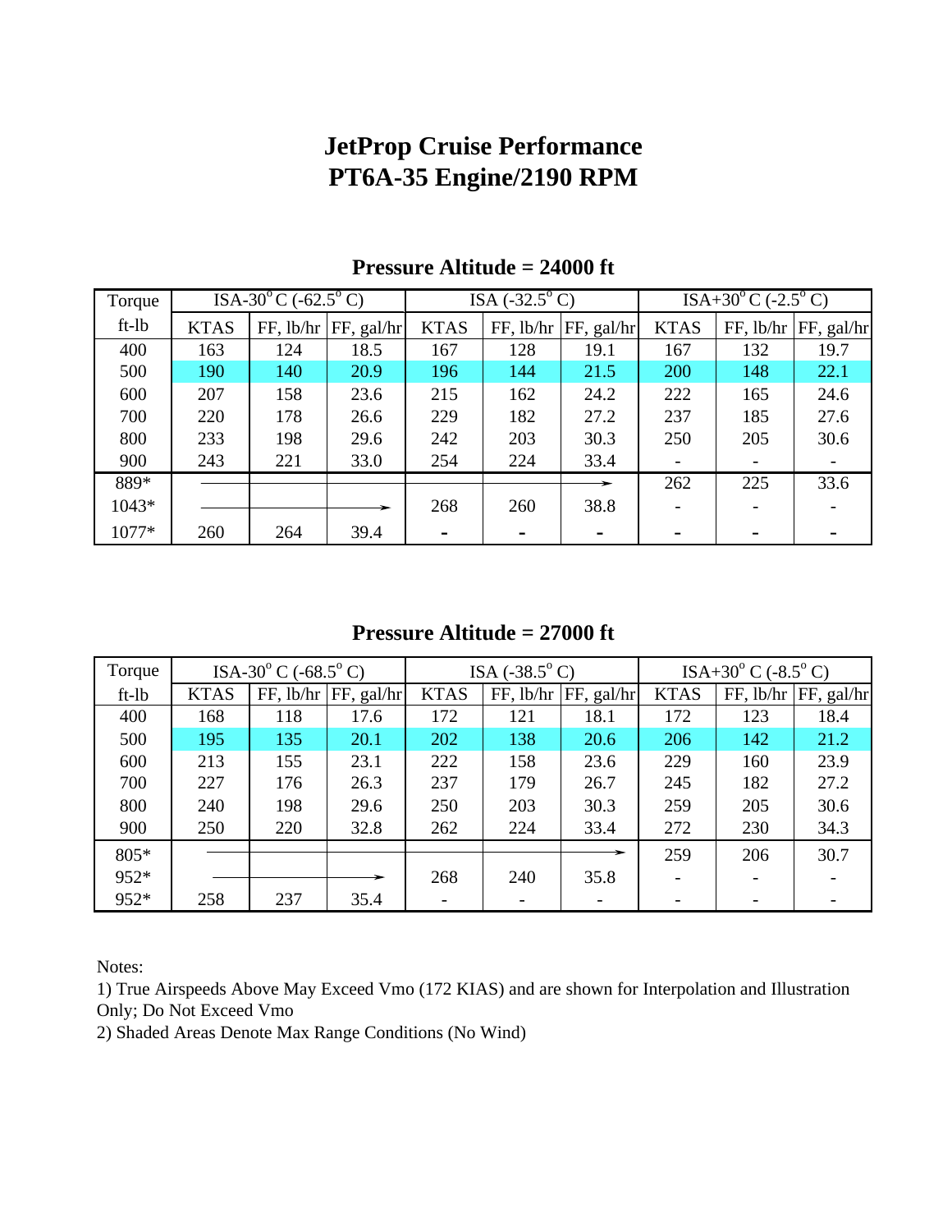# JetProp Cruise Performance
# PT6A-35 Engine/2190 RPM

## Pressure Altitude = 24000 ft

| Torque | ISA-30° C (-62.5° C) | | | ISA (-32.5° C) | | | ISA+30° C (-2.5° C) | | |
|---|---|---|---|---|---|---|---|---|---|
| ft-lb | KTAS | FF, lb/hr | FF, gal/hr | KTAS | FF, lb/hr | FF, gal/hr | KTAS | FF, lb/hr | FF, gal/hr |
| 400 | 163 | 124 | 18.5 | 167 | 128 | 19.1 | 167 | 132 | 19.7 |
| 500 | 190 | 140 | 20.9 | 196 | 144 | 21.5 | 200 | 148 | 22.1 |
| 600 | 207 | 158 | 23.6 | 215 | 162 | 24.2 | 222 | 165 | 24.6 |
| 700 | 220 | 178 | 26.6 | 229 | 182 | 27.2 | 237 | 185 | 27.6 |
| 800 | 233 | 198 | 29.6 | 242 | 203 | 30.3 | 250 | 205 | 30.6 |
| 900 | 243 | 221 | 33.0 | 254 | 224 | 33.4 | - | - | - |
| 889* | → | → | → | → | → | → | 262 | 225 | 33.6 |
| 1043* | → | → | → | 268 | 260 | 38.8 | - | - | - |
| 1077* | 260 | 264 | 39.4 | - | - | - | - | - | - |

## Pressure Altitude = 27000 ft

| Torque | ISA-30° C (-68.5° C) | | | ISA (-38.5° C) | | | ISA+30° C (-8.5° C) | | |
|---|---|---|---|---|---|---|---|---|---|
| ft-lb | KTAS | FF, lb/hr | FF, gal/hr | KTAS | FF, lb/hr | FF, gal/hr | KTAS | FF, lb/hr | FF, gal/hr |
| 400 | 168 | 118 | 17.6 | 172 | 121 | 18.1 | 172 | 123 | 18.4 |
| 500 | 195 | 135 | 20.1 | 202 | 138 | 20.6 | 206 | 142 | 21.2 |
| 600 | 213 | 155 | 23.1 | 222 | 158 | 23.6 | 229 | 160 | 23.9 |
| 700 | 227 | 176 | 26.3 | 237 | 179 | 26.7 | 245 | 182 | 27.2 |
| 800 | 240 | 198 | 29.6 | 250 | 203 | 30.3 | 259 | 205 | 30.6 |
| 900 | 250 | 220 | 32.8 | 262 | 224 | 33.4 | 272 | 230 | 34.3 |
| 805* | → | → | → | → | → | → | 259 | 206 | 30.7 |
| 952* | → | → | → | 268 | 240 | 35.8 | - | - | - |
| 952* | 258 | 237 | 35.4 | - | - | - | - | - | - |

Notes:

1) True Airspeeds Above May Exceed Vmo (172 KIAS) and are shown for Interpolation and Illustration Only; Do Not Exceed Vmo

2) Shaded Areas Denote Max Range Conditions (No Wind)